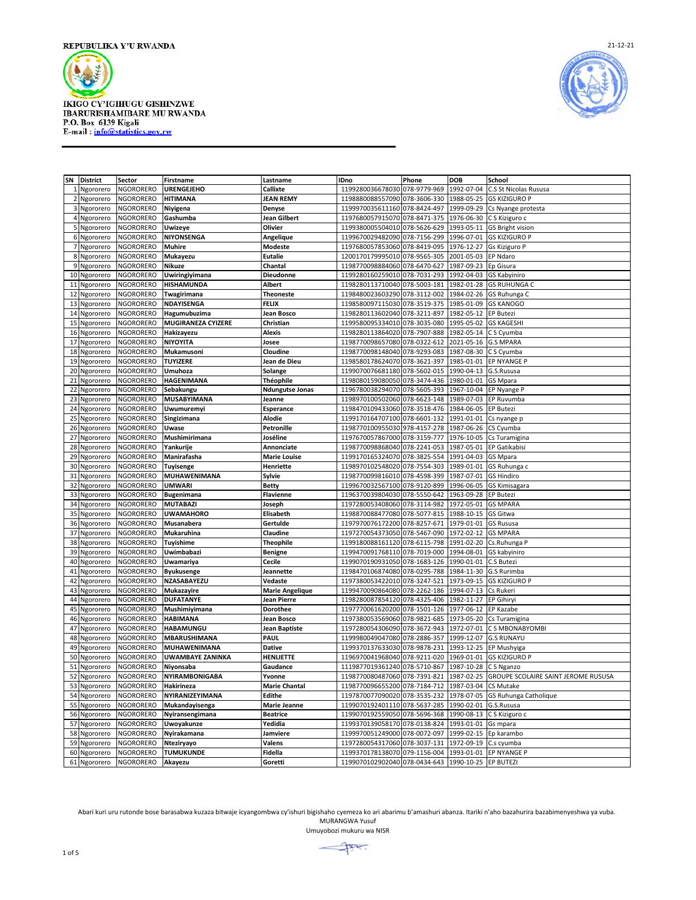REPUBULIKA Y'U RWANDA

21-12-21

IKIGO CY'IGIHUGU GISHINZWE
IBARURISHAMIBARE MU RWANDA
P.O. Box 6139 Kigali
E-mail : info@statistics.gov.rw

| SN | District | Sector | Firstname | Lastname | IDno | Phone | DOB | School |
|---|---|---|---|---|---|---|---|---|
| 1 | Ngororero | NGORORERO | URENGEJEHO | Callixte | 1199280036678030 | 078-9779-969 | 1992-07-04 | C.S St Nicolas Rususa |
| 2 | Ngororero | NGORORERO | HITIMANA | JEAN REMY | 1198880088557090 | 078-3606-330 | 1988-05-25 | GS KIZIGURO P |
| 3 | Ngororero | NGORORERO | Niyigena | Denyse | 1199970035611160 | 078-8424-497 | 1999-09-29 | Cs Nyange protesta |
| 4 | Ngororero | NGORORERO | Gashumba | Jean Gilbert | 1197680057915070 | 078-8471-375 | 1976-06-30 | C S Kiziguro c |
| 5 | Ngororero | NGORORERO | Uwizeye | Olivier | 1199380005504010 | 078-5626-629 | 1993-05-11 | GS Bright vision |
| 6 | Ngororero | NGORORERO | NIYONSENGA | Angelique | 1199670029482090 | 078-7156-299 | 1996-07-01 | GS KIZIGURO P |
| 7 | Ngororero | NGORORERO | Muhire | Modeste | 1197680057853060 | 078-8419-095 | 1976-12-27 | Gs Kiziguro P |
| 8 | Ngororero | NGORORERO | Mukayezu | Eutalie | 1200170179995010 | 078-9565-305 | 2001-05-03 | EP Ndaro |
| 9 | Ngororero | NGORORERO | Nikuze | Chantal | 1198770098884060 | 078-6470-627 | 1987-09-23 | Ep Gisura |
| 10 | Ngororero | NGORORERO | Uwiringiyimana | Dieudonne | 1199280160259010 | 078-7031-293 | 1992-04-03 | GS Kabyiniro |
| 11 | Ngororero | NGORORERO | HISHAMUNDA | Albert | 1198280113710040 | 078-5003-181 | 1982-01-28 | GS RUHUNGA C |
| 12 | Ngororero | NGORORERO | Twagirimana | Theoneste | 1198480023603290 | 078-3112-002 | 1984-02-26 | GS Ruhunga C |
| 13 | Ngororero | NGORORERO | NDAYISENGA | FELIX | 1198580097115030 | 078-3519-375 | 1985-01-09 | GS KANOGO |
| 14 | Ngororero | NGORORERO | Hagumubuzima | Jean Bosco | 1198280113602040 | 078-3211-897 | 1982-05-12 | EP Butezi |
| 15 | Ngororero | NGORORERO | MUGIRANEZA CYIZERE | Christian | 1199580095334010 | 078-3035-080 | 1995-05-02 | GS KAGESHI |
| 16 | Ngororero | NGORORERO | Hakizayezu | Alexis | 1198280113864020 | 078-7907-888 | 1982-05-14 | C S Cyumba |
| 17 | Ngororero | NGORORERO | NIYOYITA | Josee | 1198770098657080 | 078-0322-612 | 2021-05-16 | G.S MPARA |
| 18 | Ngororero | NGORORERO | Mukamusoni | Cloudine | 1198770098148040 | 078-9293-083 | 1987-08-30 | C S Cyumba |
| 19 | Ngororero | NGORORERO | TUYIZERE | Jean de Dieu | 1198580178624070 | 078-3621-397 | 1985-01-01 | EP NYANGE P |
| 20 | Ngororero | NGORORERO | Umuhoza | Solange | 1199070076681180 | 078-5602-015 | 1990-04-13 | G.S.Rususa |
| 21 | Ngororero | NGORORERO | HAGENIMANA | Théophile | 1198080159080050 | 078-3474-436 | 1980-01-01 | GS Mpara |
| 22 | Ngororero | NGORORERO | Sebakungu | Ndunguste Jonas | 1196780038294070 | 078-5605-393 | 1967-10-04 | EP Nyange P |
| 23 | Ngororero | NGORORERO | MUSABYIMANA | Jeanne | 1198970100502060 | 078-6623-148 | 1989-07-03 | EP Ruvumba |
| 24 | Ngororero | NGORORERO | Uwumuremyi | Esperance | 1198470109433060 | 078-3518-476 | 1984-06-05 | EP Butezi |
| 25 | Ngororero | NGORORERO | Singizimana | Alodie | 1199170164707100 | 078-6601-132 | 1991-01-01 | Cs nyange p |
| 26 | Ngororero | NGORORERO | Uwase | Petronille | 1198770100955030 | 978-4157-278 | 1987-06-26 | CS Cyumba |
| 27 | Ngororero | NGORORERO | Mushimirimana | Joséline | 1197670057867000 | 078-3159-777 | 1976-10-05 | Cs Turamigina |
| 28 | Ngororero | NGORORERO | Yankurije | Annonciate | 1198770098868040 | 078-2241-053 | 1987-05-01 | EP Gatikabisi |
| 29 | Ngororero | NGORORERO | Manirafasha | Marie Louise | 1199170165324070 | 078-3825-554 | 1991-04-03 | GS Mpara |
| 30 | Ngororero | NGORORERO | Tuyisenge | Henriette | 1198970102548020 | 078-7554-303 | 1989-01-01 | GS Ruhunga c |
| 31 | Ngororero | NGORORERO | MUHAWENIMANA | Sylvie | 1198770099816010 | 078-4598-399 | 1987-07-01 | GS Hindiro |
| 32 | Ngororero | NGORORERO | UMWARI | Betty | 1199670032567100 | 078-9120-899 | 1996-06-05 | GS Kimisagara |
| 33 | Ngororero | NGORORERO | Bugenimana | Flavienne | 1196370039804030 | 078-5550-642 | 1963-09-28 | EP Butezi |
| 34 | Ngororero | NGORORERO | MUTABAZI | Joseph | 1197280053408060 | 078-3114-982 | 1972-05-01 | GS MPARA |
| 35 | Ngororero | NGORORERO | UWAMAHORO | Elisabeth | 1198870088477080 | 078-5077-815 | 1988-10-15 | GS Gitwa |
| 36 | Ngororero | NGORORERO | Musanabera | Gertulde | 1197970076172200 | 078-8257-671 | 1979-01-01 | GS Rususa |
| 37 | Ngororero | NGORORERO | Mukaruhina | Claudine | 1197270054373050 | 078-5467-090 | 1972-02-12 | GS MPARA |
| 38 | Ngororero | NGORORERO | Tuyishime | Theophile | 1199180088161120 | 078-6115-798 | 1991-02-20 | Cs.Ruhunga P |
| 39 | Ngororero | NGORORERO | Uwimbabazi | Benigne | 1199470091768110 | 078-7019-000 | 1994-08-01 | GS kabyiniro |
| 40 | Ngororero | NGORORERO | Uwamariya | Cecile | 1199070190931050 | 078-1683-126 | 1990-01-01 | C.S Butezi |
| 41 | Ngororero | NGORORERO | Byukusenge | Jeannette | 1198470106874080 | 078-0295-788 | 1984-11-30 | G.S Rurimba |
| 42 | Ngororero | NGORORERO | NZASABAYEZU | Vedaste | 1197380053422010 | 078-3247-521 | 1973-09-15 | GS KIZIGURO P |
| 43 | Ngororero | NGORORERO | Mukazayire | Marie Angelique | 1199470090864080 | 078-2262-186 | 1994-07-13 | Cs Rukeri |
| 44 | Ngororero | NGORORERO | DUFATANYE | Jean Pierre | 1198280087854120 | 078-4325-406 | 1982-11-27 | EP Gihiryi |
| 45 | Ngororero | NGORORERO | Mushimiyimana | Dorothee | 1197770061620200 | 078-1501-126 | 1977-06-12 | EP Kazabe |
| 46 | Ngororero | NGORORERO | HABIMANA | Jean Bosco | 1197380053569060 | 078-9821-685 | 1973-05-20 | Cs Turamigina |
| 47 | Ngororero | NGORORERO | HABAMUNGU | Jean Baptiste | 1197280054306090 | 078-3672-943 | 1972-07-01 | C S MBONABYOMBI |
| 48 | Ngororero | NGORORERO | MBARUSHIMANA | PAUL | 1199980049047080 | 078-2886-357 | 1999-12-07 | G.S RUNAYU |
| 49 | Ngororero | NGORORERO | MUHAWENIMANA | Dative | 1199370137633030 | 078-9878-231 | 1993-12-25 | EP Mushyiga |
| 50 | Ngororero | NGORORERO | UWAMBAYE ZANINKA | HENLIETTE | 1196970041968040 | 078-9211-020 | 1969-01-01 | GS KIZIGURO P |
| 51 | Ngororero | NGORORERO | Niyonsaba | Gaudance | 1119877019361240 | 078-5710-867 | 1987-10-28 | C S Nganzo |
| 52 | Ngororero | NGORORERO | NYIRAMBONIGABA | Yvonne | 1198770080487060 | 078-7391-821 | 1987-02-25 | GROUPE SCOLAIRE SAINT JEROME RUSUSA |
| 53 | Ngororero | NGORORERO | Hakirineza | Marie Chantal | 1198770096655200 | 078-7184-712 | 1987-03-04 | CS Mutake |
| 54 | Ngororero | NGORORERO | NYIRANIZEYIMANA | Edithe | 1197870077090020 | 078-3535-232 | 1978-07-05 | GS Ruhunga Catholique |
| 55 | Ngororero | NGORORERO | Mukandayisenga | Marie Jeanne | 1199070192401110 | 078-5637-285 | 1990-02-01 | G.S.Rususa |
| 56 | Ngororero | NGORORERO | Nyirasengimana | Beatrice | 1199070192559050 | 078-5696-368 | 1990-08-13 | C S Kiziguro c |
| 57 | Ngororero | NGORORERO | Uwoyakunze | Yedidia | 1199370139058170 | 078-0138-824 | 1993-01-01 | Gs mpara |
| 58 | Ngororero | NGORORERO | Nyirakamana | Jamviere | 1199970051249000 | 078-0072-097 | 1999-02-15 | Ep karambo |
| 59 | Ngororero | NGORORERO | Nteziryayo | Valens | 1197280054317060 | 078-3037-131 | 1972-09-19 | C.s cyumba |
| 60 | Ngororero | NGORORERO | TUMUKUNDE | Fidella | 1199370178138070 | 079-1156-004 | 1993-01-01 | EP NYANGE P |
| 61 | Ngororero | NGORORERO | Akayezu | Goretti | 1199070102902040 | 078-0434-643 | 1990-10-25 | EP BUTEZI |

Abari kuri uru rutonde bose barasabwa kuzaza bitwaje icyangombwa cy'ishuri bigishaho cyemeza ko ari abarimu b'amashuri abanza. Itariki n'aho bazahurira bazabimenyeshwa ya vuba.

MURANGWA Yusuf

Umuyobozi mukuru wa NISR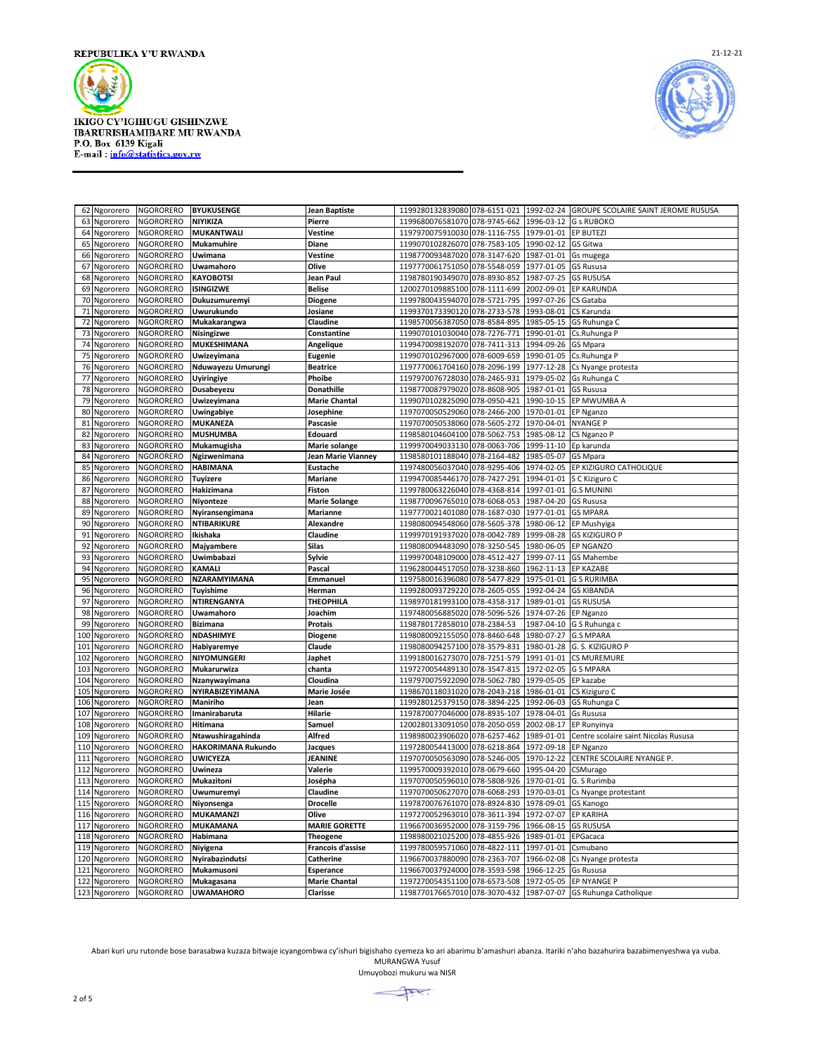REPUBULIKA Y'U RWANDA

IKIGO CY'IGIHUGU GISHINZWE
IBARURISHAMIBARE MU RWANDA
P.O. Box 6139 Kigali
E-mail : info@statistics.gov.rw

21-12-21

| | | | | | | | | |
|---|---|---|---|---|---|---|---|---|
| 62 | Ngororero | NGORORERO | BYUKUSENGE | Jean Baptiste | 1199280132839080 | 078-6151-021 | 1992-02-24 | GROUPE SCOLAIRE SAINT JEROME RUSUSA |
| 63 | Ngororero | NGORORERO | NIYIKIZA | Pierre | 1199680076581070 | 078-9745-662 | 1996-03-12 | G s RUBOKO |
| 64 | Ngororero | NGORORERO | MUKANTWALI | Vestine | 1197970075910030 | 078-1116-755 | 1979-01-01 | EP BUTEZI |
| 65 | Ngororero | NGORORERO | Mukamuhire | Diane | 1199070102826070 | 078-7583-105 | 1990-02-12 | GS Gitwa |
| 66 | Ngororero | NGORORERO | Uwimana | Vestine | 1198770093487020 | 078-3147-620 | 1987-01-01 | Gs mugega |
| 67 | Ngororero | NGORORERO | Uwamahoro | Olive | 1197770061751050 | 078-5548-059 | 1977-01-05 | GS Rususa |
| 68 | Ngororero | NGORORERO | KAYOBOTSI | Jean Paul | 1198780190349070 | 078-8930-852 | 1987-07-25 | GS RUSUSA |
| 69 | Ngororero | NGORORERO | ISINGIZWE | Belise | 1200270109885100 | 078-1111-699 | 2002-09-01 | EP KARUNDA |
| 70 | Ngororero | NGORORERO | Dukuzumuremyi | Diogene | 1199780043594070 | 078-5721-795 | 1997-07-26 | CS Gataba |
| 71 | Ngororero | NGORORERO | Uwurukundo | Josiane | 1199370173390120 | 078-2733-578 | 1993-08-01 | CS Karunda |
| 72 | Ngororero | NGORORERO | Mukakarangwa | Claudine | 1198570056387050 | 078-8584-895 | 1985-05-15 | GS Ruhunga C |
| 73 | Ngororero | NGORORERO | Nisingizwe | Constantine | 1199070101030040 | 078-7276-771 | 1990-01-01 | Cs.Ruhunga P |
| 74 | Ngororero | NGORORERO | MUKESHIMANA | Angelique | 1199470098192070 | 078-7411-313 | 1994-09-26 | GS Mpara |
| 75 | Ngororero | NGORORERO | Uwizeyimana | Eugenie | 1199070102967000 | 078-6009-659 | 1990-01-05 | Cs.Ruhunga P |
| 76 | Ngororero | NGORORERO | Nduwayezu Umurungi | Beatrice | 1197770061704160 | 078-2096-199 | 1977-12-28 | Cs Nyange protesta |
| 77 | Ngororero | NGORORERO | Uyiringiye | Phoibe | 1197970076728030 | 078-2465-931 | 1979-05-02 | Gs Ruhunga C |
| 78 | Ngororero | NGORORERO | Dusabeyezu | Donathille | 1198770087979020 | 078-8608-905 | 1987-01-01 | GS Rususa |
| 79 | Ngororero | NGORORERO | Uwizeyimana | Marie Chantal | 1199070102825090 | 078-0950-421 | 1990-10-15 | EP MWUMBA A |
| 80 | Ngororero | NGORORERO | Uwingabiye | Josephine | 1197070050529060 | 078-2466-200 | 1970-01-01 | EP Nganzo |
| 81 | Ngororero | NGORORERO | MUKANEZA | Pascasie | 1197070050538060 | 078-5605-272 | 1970-04-01 | NYANGE P |
| 82 | Ngororero | NGORORERO | MUSHUMBA | Edouard | 1198580104604100 | 078-5062-753 | 1985-08-12 | CS Nganzo P |
| 83 | Ngororero | NGORORERO | Mukamugisha | Marie solange | 1199970049033130 | 078-0063-706 | 1999-11-10 | Ep karunda |
| 84 | Ngororero | NGORORERO | Ngizwenimana | Jean Marie Vianney | 1198580101188040 | 078-2164-482 | 1985-05-07 | GS Mpara |
| 85 | Ngororero | NGORORERO | HABIMANA | Eustache | 1197480056037040 | 078-9295-406 | 1974-02-05 | EP KIZIGURO CATHOLIQUE |
| 86 | Ngororero | NGORORERO | Tuyizere | Mariane | 1199470085446170 | 078-7427-291 | 1994-01-01 | S C Kiziguro C |
| 87 | Ngororero | NGORORERO | Hakizimana | Fiston | 1199780063226040 | 078-4368-814 | 1997-01-01 | G.S MUNINI |
| 88 | Ngororero | NGORORERO | Niyonteze | Marie Solange | 1198770096765010 | 078-6068-053 | 1987-04-20 | GS Rususa |
| 89 | Ngororero | NGORORERO | Nyiransengimana | Marianne | 1197770021401080 | 078-1687-030 | 1977-01-01 | GS MPARA |
| 90 | Ngororero | NGORORERO | NTIBARIKURE | Alexandre | 1198080094548060 | 078-5605-378 | 1980-06-12 | EP Mushyiga |
| 91 | Ngororero | NGORORERO | Ikishaka | Claudine | 1199970191937020 | 078-0042-789 | 1999-08-28 | GS KIZIGURO P |
| 92 | Ngororero | NGORORERO | Majyambere | Silas | 1198080094483090 | 078-3250-545 | 1980-06-05 | EP NGANZO |
| 93 | Ngororero | NGORORERO | Uwimbabazi | Sylvie | 1199970048109000 | 078-4512-427 | 1999-07-11 | GS Mahembe |
| 94 | Ngororero | NGORORERO | KAMALI | Pascal | 1196280044517050 | 078-3238-860 | 1962-11-13 | EP KAZABE |
| 95 | Ngororero | NGORORERO | NZARAMYIMANA | Emmanuel | 1197580016396080 | 078-5477-829 | 1975-01-01 | G S RURIMBA |
| 96 | Ngororero | NGORORERO | Tuyishime | Herman | 1199280093729220 | 078-2605-055 | 1992-04-24 | GS KIBANDA |
| 97 | Ngororero | NGORORERO | NTIRENGANYA | THEOPHILA | 1198970181993100 | 078-4358-317 | 1989-01-01 | GS RUSUSA |
| 98 | Ngororero | NGORORERO | Uwamahoro | Joachim | 1197480056885020 | 078-5096-526 | 1974-07-26 | EP Nganzo |
| 99 | Ngororero | NGORORERO | Bizimana | Protais | 1198780172858010 | 078-2384-53 | 1987-04-10 | G S Ruhunga c |
| 100 | Ngororero | NGORORERO | NDASHIMYE | Diogene | 1198080092155050 | 078-8460-648 | 1980-07-27 | G.S MPARA |
| 101 | Ngororero | NGORORERO | Habiyaremye | Claude | 1198080094257100 | 078-3579-831 | 1980-01-28 | G. S. KIZIGURO P |
| 102 | Ngororero | NGORORERO | NIYOMUNGERI | Japhet | 1199180016273070 | 078-7251-579 | 1991-01-01 | CS MUREMURE |
| 103 | Ngororero | NGORORERO | Mukarurwiza | chanta | 1197270054489130 | 078-3547-815 | 1972-02-05 | G S MPARA |
| 104 | Ngororero | NGORORERO | Nzanywayimana | Cloudina | 1197970075922090 | 078-5062-780 | 1979-05-05 | EP kazabe |
| 105 | Ngororero | NGORORERO | NYIRABIZEYIMANA | Marie Josée | 1198670118031020 | 078-2043-218 | 1986-01-01 | CS Kiziguro C |
| 106 | Ngororero | NGORORERO | Maniriho | Jean | 1199280125379150 | 078-3894-225 | 1992-06-03 | GS Ruhunga C |
| 107 | Ngororero | NGORORERO | Imanirabaruta | Hilarie | 1197870077046000 | 078-8935-107 | 1978-04-01 | Gs Rususa |
| 108 | Ngororero | NGORORERO | Hitimana | Samuel | 1200280133091050 | 078-2050-059 | 2002-08-17 | EP Runyinya |
| 109 | Ngororero | NGORORERO | Ntawushiragahinda | Alfred | 1198980023906020 | 078-6257-462 | 1989-01-01 | Centre scolaire saint Nicolas Rususa |
| 110 | Ngororero | NGORORERO | HAKORIMANA Rukundo | Jacques | 1197280054413000 | 078-6218-864 | 1972-09-18 | EP Nganzo |
| 111 | Ngororero | NGORORERO | UWICYEZA | JEANINE | 1197070050563090 | 078-5246-005 | 1970-12-22 | CENTRE SCOLAIRE NYANGE P. |
| 112 | Ngororero | NGORORERO | Uwineza | Valerie | 1199570009392010 | 078-0679-660 | 1995-04-20 | CSMurago |
| 113 | Ngororero | NGORORERO | Mukazitoni | Josépha | 1197070050596010 | 078-5808-926 | 1970-01-01 | G. S Rurimba |
| 114 | Ngororero | NGORORERO | Uwumuremyi | Claudine | 1197070050627070 | 078-6068-293 | 1970-03-01 | Cs Nyange protestant |
| 115 | Ngororero | NGORORERO | Niyonsenga | Drocelle | 1197870076761070 | 078-8924-830 | 1978-09-01 | GS Kanogo |
| 116 | Ngororero | NGORORERO | MUKAMANZI | Olive | 1197270052963010 | 078-3611-394 | 1972-07-07 | EP KARIHA |
| 117 | Ngororero | NGORORERO | MUKAMANA | MARIE GORETTE | 1196670036952000 | 078-3159-796 | 1966-08-15 | GS RUSUSA |
| 118 | Ngororero | NGORORERO | Habimana | Theogene | 1198980021025200 | 078-4855-926 | 1989-01-01 | EPGacaca |
| 119 | Ngororero | NGORORERO | Niyigena | Francois d'assise | 1199780059571060 | 078-4822-111 | 1997-01-01 | Csmubano |
| 120 | Ngororero | NGORORERO | Nyirabazindutsi | Catherine | 1196670037880090 | 078-2363-707 | 1966-02-08 | Cs Nyange protesta |
| 121 | Ngororero | NGORORERO | Mukamusoni | Esperance | 1196670037924000 | 078-3593-598 | 1966-12-25 | Gs Rususa |
| 122 | Ngororero | NGORORERO | Mukagasana | Marie Chantal | 1197270054351100 | 078-6573-508 | 1972-05-05 | EP NYANGE P |
| 123 | Ngororero | NGORORERO | UWAMAHORO | Clarisse | 1198770176657010 | 078-3070-432 | 1987-07-07 | GS Ruhunga Catholique |

Abari kuri uru rutonde bose barasabwa kuzaza bitwaje icyangombwa cy'ishuri bigishaho cyemeza ko ari abarimu b'amashuri abanza. Itariki n'aho bazahurira bazabimenyeshwa ya vuba.

MURANGWA Yusuf

Umuyobozi mukuru wa NISR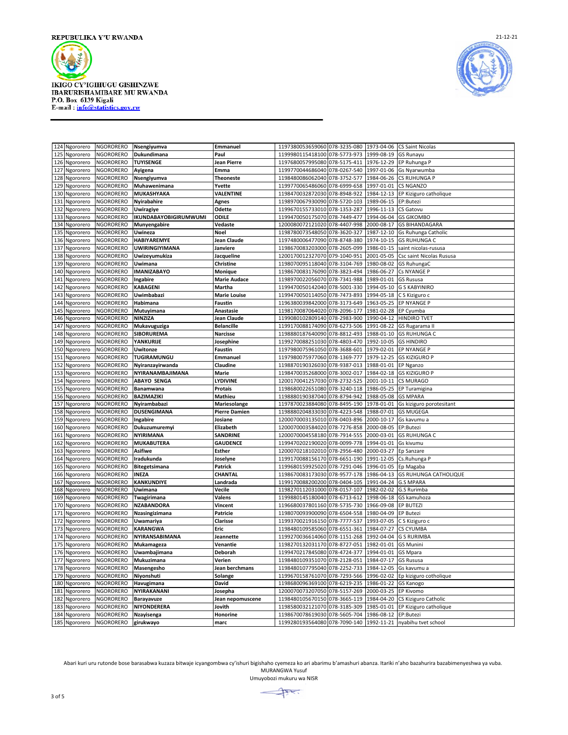REPUBULIKA Y'U RWANDA

21-12-21

IKIGO CY'IGIHUGU GISHINZWE
IBARURISHAMIBARE MU RWANDA
P.O. Box 6139 Kigali
E-mail : info@statistics.gov.rw

| | | | | | | | | |
|---|---|---|---|---|---|---|---|---|
| 124 | Ngororero | NGORORERO | Nsengiyumva | Emmanuel | 1197380053659060 | 078-3235-080 | 1973-04-06 | CS Saint Nicolas |
| 125 | Ngororero | NGORORERO | Dukundimana | Paul | 1199980115418100 | 078-5773-973 | 1999-08-19 | GS Runayu |
| 126 | Ngororero | NGORORERO | TUYISENGE | Jean Pierre | 1197680057995080 | 078-5175-411 | 1976-12-29 | EP Ruhunga P |
| 127 | Ngororero | NGORORERO | Ayigena | Emma | 1199770044686040 | 078-0267-540 | 1997-01-06 | Gs Nyarwumba |
| 128 | Ngororero | NGORORERO | Nsengiyumva | Theoneste | 1198480086062040 | 078-3752-577 | 1984-06-26 | CS RUHUNGA P |
| 129 | Ngororero | NGORORERO | Muhawenimana | Yvette | 1199770065486060 | 078-6999-658 | 1997-01-01 | CS NGANZO |
| 130 | Ngororero | NGORORERO | MUKASHYAKA | VALENTINE | 1198470032872030 | 078-8948-922 | 1984-12-13 | EP Kiziguro catholique |
| 131 | Ngororero | NGORORERO | Nyirabahire | Agnes | 1198970067930090 | 078-5720-103 | 1989-06-15 | EP:Butezi |
| 132 | Ngororero | NGORORERO | Uwiragiye | Odette | 1199670155733010 | 078-1353-287 | 1996-11-13 | CS Gatovu |
| 133 | Ngororero | NGORORERO | IKUNDABAYOBIGIRUMWUMI | ODILE | 1199470050175070 | 078-7449-477 | 1994-06-04 | GS GIKOMBO |
| 134 | Ngororero | NGORORERO | Munyengabire | Vedaste | 1200080072121020 | 078-4407-998 | 2000-08-17 | GS BIHANDAGARA |
| 135 | Ngororero | NGORORERO | Uwineza | Noel | 1198780073548050 | 078-3620-327 | 1987-12-10 | Gs Ruhunga Catholic |
| 136 | Ngororero | NGORORERO | HABIYAREMYE | Jean Claude | 1197480006477090 | 078-8748-380 | 1974-10-15 | GS RUHUNGA C |
| 137 | Ngororero | NGORORERO | UWIRINGIYIMANA | Janviere | 1198670083203000 | 078-2605-099 | 1986-01-15 | saint nicolas-rususa |
| 138 | Ngororero | NGORORERO | Uwizeyumukiza | Jacqueline | 1200170012327070 | 079-1040-951 | 2001-05-05 | Csc saint Nicolas Rususa |
| 139 | Ngororero | NGORORERO | Uwimana | Christine | 1198070095118040 | 078-3104-769 | 1980-08-02 | GS RuhungaC |
| 140 | Ngororero | NGORORERO | IMANIZABAYO | Monique | 1198670083176090 | 078-3823-494 | 1986-06-27 | Cs NYANGE P |
| 141 | Ngororero | NGORORERO | Ingabire | Marie Audace | 1198970022056070 | 078-7341-988 | 1989-01-01 | GS Rususa |
| 142 | Ngororero | NGORORERO | KABAGENI | Martha | 1199470050142040 | 078-5001-330 | 1994-05-10 | G S KABYINIRO |
| 143 | Ngororero | NGORORERO | Uwimbabazi | Marie Louise | 1199470050114050 | 078-7473-893 | 1994-05-18 | C S Kiziguro c |
| 144 | Ngororero | NGORORERO | Habimana | Faustin | 1196380039842000 | 078-3173-649 | 1963-05-25 | EP NYANGE P |
| 145 | Ngororero | NGORORERO | Mutuyimana | Anastasie | 1198170087064020 | 078-2096-177 | 1981-02-28 | EP Cyumba |
| 146 | Ngororero | NGORORERO | NINZIZA | Jean Claude | 1199080102809140 | 078-2983-900 | 1990-04-12 | HINDIRO TVET |
| 147 | Ngororero | NGORORERO | Mukavuguziga | Belancille | 1199170088174090 | 078-6273-506 | 1991-08-22 | GS Rugarama II |
| 148 | Ngororero | NGORORERO | SIBORUREMA | Narcisse | 1198880187640090 | 078-8812-493 | 1988-01-10 | GS RUHUNGA C |
| 149 | Ngororero | NGORORERO | YANKURIJE | Josephine | 1199270088251030 | 078-4803-470 | 1992-10-05 | GS HINDIRO |
| 150 | Ngororero | NGORORERO | Uwitonze | Faustin | 1197980075961050 | 078-3688-601 | 1979-02-01 | EP NYANGE P |
| 151 | Ngororero | NGORORERO | TUGIRAMUNGU | Emmanuel | 1197980075977060 | 078-1369-777 | 1979-12-25 | GS KIZIGURO P |
| 152 | Ngororero | NGORORERO | Nyiranzayirwanda | Claudine | 1198870190326030 | 078-9387-013 | 1988-01-01 | EP Nganzo |
| 153 | Ngororero | NGORORERO | NYIRANAMBAJIMANA | Marie | 1198470035268000 | 078-3002-017 | 1984-02-18 | GS KIZIGURO P |
| 154 | Ngororero | NGORORERO | ABAYO SENGA | LYDIVINE | 1200170041257030 | 078-2732-525 | 2001-10-11 | CS MURAGO |
| 155 | Ngororero | NGORORERO | Banamwana | Protais | 1198680022651080 | 078-3240-118 | 1986-05-25 | EP Turamigina |
| 156 | Ngororero | NGORORERO | BAZIMAZIKI | Mathieu | 1198880190387040 | 078-8794-942 | 1988-05-08 | GS MPARA |
| 157 | Ngororero | NGORORERO | Nyirambabazi | Mariesolange | 1197870023884080 | 078-8495-190 | 1978-01-01 | Gs kiziguro porotesitant |
| 158 | Ngororero | NGORORERO | DUSENGIMANA | Pierre Damien | 1198880204833030 | 078-4223-548 | 1988-07-01 | GS MUGEGA |
| 159 | Ngororero | NGORORERO | Ingabire | Josiane | 1200070003135010 | 078-0403-896 | 2000-10-17 | Gs kavumu a |
| 160 | Ngororero | NGORORERO | Dukuzumuremyi | Elizabeth | 1200070003584020 | 078-7276-858 | 2000-08-05 | EP:Butezi |
| 161 | Ngororero | NGORORERO | NYIRIMANA | SANDRINE | 1200070004558180 | 078-7914-555 | 2000-03-01 | GS RUHUNGA C |
| 162 | Ngororero | NGORORERO | MUKABUTERA | GAUDENCE | 1199470202190020 | 078-0099-778 | 1994-01-01 | Gs kivumu |
| 163 | Ngororero | NGORORERO | Asifiwe | Esther | 1200070218102010 | 078-2956-480 | 2000-03-27 | Ep Sanzare |
| 164 | Ngororero | NGORORERO | Iradukunda | Joselyne | 1199170088156170 | 078-6651-190 | 1991-12-05 | Cs.Ruhunga P |
| 165 | Ngororero | NGORORERO | Bitegetsimana | Patrick | 1199680159925020 | 078-7291-046 | 1996-01-05 | Ep Magaba |
| 166 | Ngororero | NGORORERO | INEZA | CHANTAL | 1198670083173030 | 078-9577-178 | 1986-04-13 | GS RUHUNGA CATHOLIQUE |
| 167 | Ngororero | NGORORERO | KANKUNDIYE | Landrada | 1199170088200200 | 078-0404-105 | 1991-04-24 | G.S MPARA |
| 168 | Ngororero | NGORORERO | Uwimana | Vecile | 1198270112031000 | 078-0157-107 | 1982-02-02 | G.S Rurimba |
| 169 | Ngororero | NGORORERO | Twagirimana | Valens | 1199880145180040 | 078-6713-612 | 1998-06-18 | GS kamuhoza |
| 170 | Ngororero | NGORORERO | NZABANDORA | Vincent | 1196680037801160 | 078-5735-730 | 1966-09-08 | EP BUTEZI |
| 171 | Ngororero | NGORORERO | Nzasingizimana | Patricie | 1198070093900090 | 078-6504-558 | 1980-04-09 | EP Butezi |
| 172 | Ngororero | NGORORERO | Uwamariya | Clarisse | 1199370021916150 | 078-7777-537 | 1993-07-05 | C S Kiziguro c |
| 173 | Ngororero | NGORORERO | KARANGWA | Eric | 1198480109585060 | 078-6551-361 | 1984-07-27 | CS CYUMBA |
| 174 | Ngororero | NGORORERO | NYIRANSABIMANA | Jeannette | 1199270036614060 | 078-1151-268 | 1992-04-04 | G S RURIMBA |
| 175 | Ngororero | NGORORERO | Mukamageza | Venantie | 1198270132031170 | 078-8727-051 | 1982-01-01 | GS Munini |
| 176 | Ngororero | NGORORERO | Uwambajimana | Deborah | 1199470217845080 | 078-4724-377 | 1994-01-01 | GS Mpara |
| 177 | Ngororero | NGORORERO | Mukuzimana | Verien | 1198480109351070 | 078-2128-051 | 1984-07-17 | GS Rususa |
| 178 | Ngororero | NGORORERO | Masengesho | Jean berchmans | 1198480107795040 | 078-2252-733 | 1984-12-05 | Gs kavumu a |
| 179 | Ngororero | NGORORERO | Niyonshuti | Solange | 1199670158761070 | 078-7293-566 | 1996-02-02 | Ep kiziguro cotholique |
| 180 | Ngororero | NGORORERO | Havugimana | David | 1198680096369100 | 078-6219-235 | 1986-01-22 | GS Kanogo |
| 181 | Ngororero | NGORORERO | NYIRAKANANI | Josepha | 1200070073207050 | 078-5157-269 | 2000-03-25 | EP Kivomo |
| 182 | Ngororero | NGORORERO | Barayavuze | Jean nepomuscene | 1198480105670150 | 078-3665-119 | 1984-04-20 | CS Kiziguro Catholic |
| 183 | Ngororero | NGORORERO | NIYONDERERA | Jovith | 1198580032121070 | 078-3185-309 | 1985-01-01 | EP Kiziguro catholique |
| 184 | Ngororero | NGORORERO | Nzayisenga | Honorine | 1198670078619030 | 078-5605-704 | 1986-08-12 | EP:Butezi |
| 185 | Ngororero | NGORORERO | girukwayo | marc | 1199280193564080 | 078-7090-140 | 1992-11-21 | nyabihu tvet school |

Abari kuri uru rutonde bose barasabwa kuzaza bitwaje icyangombwa cy'ishuri bigishaho cyemeza ko ari abarimu b'amashuri abanza. Itariki n'aho bazahurira bazabimenyeshwa ya vuba.
MURANGWA Yusuf
Umuyobozi mukuru wa NISR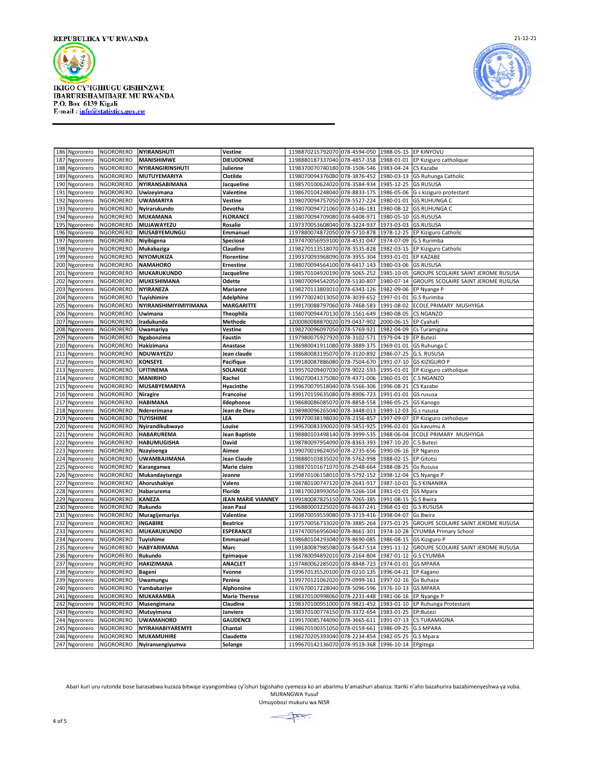REPUBULIKA Y'U RWANDA

IKIGO CY'IGIHUGU GISHINZWE IBARURISHAMIBARE MU RWANDA
P.O. Box 6139 Kigali
E-mail : info@statistics.gov.rw

21-12-21

| | | | | | | | | |
|---|---|---|---|---|---|---|---|---|
| 186 | Ngororero | NGORORERO | NYIRANSHUTI | Vestine | 1198870215792070 | 078-4594-050 | 1988-05-15 | EP KINYOVU |
| 187 | Ngororero | NGORORERO | MANISHIMWE | DIEUDONNE | 1198880187337040 | 078-4857-358 | 1988-01-01 | EP Kiziguro catholique |
| 188 | Ngororero | NGORORERO | NYIRANGIRINSHUTI | Julienne | 1198370070740180 | 078-1506-546 | 1983-04-24 | CS Kazabe |
| 189 | Ngororero | NGORORERO | MUTUYEMARIYA | Clotilde | 1198070094376080 | 078-3876-452 | 1980-03-13 | GS Ruhunga Catholic |
| 190 | Ngororero | NGORORERO | NYIRANSABIMANA | Jacqueline | 1198570100624020 | 078-3584-934 | 1985-12-25 | GS RUSUSA |
| 191 | Ngororero | NGORORERO | Uwizeyimana | Valentine | 1198670104248040 | 078-8833-175 | 1986-05-06 | G s kiziguro protestant |
| 192 | Ngororero | NGORORERO | UWAMARIYA | Vestine | 1198070094757050 | 078-5527-224 | 1980-01-01 | GS RUHUNGA C |
| 193 | Ngororero | NGORORERO | Nyirarukundo | Devotha | 1198070094721060 | 078-5146-181 | 1980-08-12 | GS RUHUNGA C |
| 194 | Ngororero | NGORORERO | MUKAMANA | FLORANCE | 1198070094709080 | 078-6408-971 | 1980-05-10 | GS RUSUSA |
| 195 | Ngororero | NGORORERO | MUJAWAYEZU | Rosalie | 1197370053608040 | 078-3224-937 | 1973-03-03 | GS RUSUSA |
| 196 | Ngororero | NGORORERO | MUSABYEMUNGU | Emmanuel | 1197880074872050 | 078-5710-878 | 1978-12-25 | EP Kiziguro Catholic |
| 197 | Ngororero | NGORORERO | Niyibigena | Speciosé | 1197470056959100 | 078-4531-047 | 1974-07-09 | G.S Rurimba |
| 198 | Ngororero | NGORORERO | Mukabaziga | Claudine | 1198270113518070 | 078-3535-828 | 1982-03-15 | EP Kiziguro Catholic |
| 199 | Ngororero | NGORORERO | NIYOMUKIZA | Florentine | 1199370093968090 | 078-3955-304 | 1993-01-01 | EP KAZABE |
| 200 | Ngororero | NGORORERO | NAMAHORO | Ernestine | 1198070094564100 | 078-6417-143 | 1980-03-06 | GS RUSUSA |
| 201 | Ngororero | NGORORERO | MUKARUKUNDO | Jacqueline | 1198570104920190 | 078-5065-252 | 1985-10-05 | GROUPE SCOLAIRE SAINT JEROME RUSUSA |
| 202 | Ngororero | NGORORERO | MUKESHIMANA | Odette | 1198070094542050 | 078-5130-807 | 1980-07-14 | GROUPE SCOLAIRE SAINT JEROME RUSUSA |
| 203 | Ngororero | NGORORERO | NYIRANEZA | Marianne | 1198270113803010 | 078-6343-126 | 1982-09-06 | EP Nyange P |
| 204 | Ngororero | NGORORERO | Tuyishimire | Adelphine | 1199770024013050 | 078-3039-652 | 1997-01-01 | G.S Rurimba |
| 205 | Ngororero | NGORORERO | NYIRANSHIMIYIMIYIMANA | MARGARITTE | 1199170088797060 | 078-7468-583 | 1991-08-02 | ECOLE PRIMARY MUSHYIGA |
| 206 | Ngororero | NGORORERO | Uwimana | Theophila | 1198070094470130 | 078-1561-649 | 1980-08-05 | CS NGANZO |
| 207 | Ngororero | NGORORERO | Iradukunda | Methode | 1200080088870020 | 079-0437-902 | 2000-06-15 | EP Cyahafi |
| 208 | Ngororero | NGORORERO | Uwamariya | Vestine | 1198270096097050 | 078-5769-921 | 1982-04-09 | Cs Turamigina |
| 209 | Ngororero | NGORORERO | Ngabonzima | Faustin | 1197980075927920 | 078-3102-571 | 1979-04-19 | EP Butezi |
| 210 | Ngororero | NGORORERO | Hakizimana | Anastase | 1196980041911080 | 078-3889-375 | 1969-01-01 | GS Ruhunga C |
| 211 | Ngororero | NGORORERO | NDUWAYEZU | Jean claude | 1198680083195070 | 078-3120-892 | 1986-07-25 | G.S. RUSUSA |
| 212 | Ngororero | NGORORERO | KONSEYE | Pacifique | 1199180087886080 | 078-7504-670 | 1991-07-10 | GS KIZIGURO P |
| 213 | Ngororero | NGORORERO | UFITINEMA | SOLANGE | 1199570209407030 | 078-9022-593 | 1995-01-01 | EP Kiziguro catholique |
| 214 | Ngororero | NGORORERO | MANIRIHO | Rachel | 1196070041375080 | 078-4371-006 | 1960-01-01 | C.S NGANZO |
| 215 | Ngororero | NGORORERO | MUSABYEMARIYA | Hyacinthe | 1199670079518040 | 078-5566-306 | 1996-08-21 | CS Kazabe |
| 216 | Ngororero | NGORORERO | Niragire | Francoise | 1199170159635080 | 078-8906-723 | 1991-01-01 | GS rususa |
| 217 | Ngororero | NGORORERO | HABIMANA | Ildephonse | 1198680086085070 | 078-8858-558 | 1986-05-25 | GS Kanogo |
| 218 | Ngororero | NGORORERO | Ndererimana | Jean de Dieu | 1198980096265040 | 078-3448-013 | 1989-12-03 | G.s rususa |
| 219 | Ngororero | NGORORERO | TUYISHIME | LEA | 1199770038198030 | 078-2356-857 | 1997-09-07 | EP Kiziguro catholique |
| 220 | Ngororero | NGORORERO | Nyirandikubwayo | Louise | 1199670083390020 | 078-5851-925 | 1996-02-01 | Gs kavumu A |
| 221 | Ngororero | NGORORERO | HABARUREMA | Jean Baptiste | 1198880103498140 | 078-3999-535 | 1988-06-04 | ECOLE PRIMARY MUSHYIGA |
| 222 | Ngororero | NGORORERO | HABUMUGISHA | David | 1198780097954090 | 078-8363-393 | 1987-10-20 | C.S Butezi |
| 223 | Ngororero | NGORORERO | Nzayisenga | Aimee | 1199070019624050 | 078-2735-656 | 1990-06-16 | EP Nganzo |
| 224 | Ngororero | NGORORERO | UWAMBAJIMANA | Jean Claude | 1198880103835020 | 078-5762-998 | 1988-02-15 | EP Gitotsi |
| 225 | Ngororero | NGORORERO | Karanganwa | Marie claire | 1198870101671070 | 078-2548-664 | 1988-08-25 | Gs Rususa |
| 226 | Ngororero | NGORORERO | Mukandayisenga | Jeanne | 1199870106158010 | 078-5792-152 | 1998-12-04 | CS Nyange P |
| 227 | Ngororero | NGORORERO | Ahorushakiye | Valens | 1198780100747120 | 078-2641-917 | 1987-10-01 | G.S KINANIRA |
| 228 | Ngororero | NGORORERO | Habarurema | Floride | 1198170028993050 | 078-5266-104 | 1981-01-01 | GS Mpara |
| 229 | Ngororero | NGORORERO | KANEZA | JEAN MARIE VIANNEY | 1199180087825150 | 078-7065-385 | 1991-08-15 | G.S Bwira |
| 230 | Ngororero | NGORORERO | Rukundo | Jean Paul | 1196880003225020 | 078-6637-241 | 1968-01-01 | G.S RUSUSA |
| 231 | Ngororero | NGORORERO | Muragijemariya | Valentine | 1199870059559080 | 078-3719-416 | 1998-04-07 | Gs Bwira |
| 232 | Ngororero | NGORORERO | INGABIRE | Beatrice | 1197570056733020 | 078-3885-264 | 1975-01-25 | GROUPE SCOLAIRE SAINT JEROME RUSUSA |
| 233 | Ngororero | NGORORERO | MUKARUKUNDO | ESPERANCE | 1197470056956040 | 078-8661-301 | 1974-10-28 | CYUMBA Primary School |
| 234 | Ngororero | NGORORERO | Tuyishime | Emmanuel | 1198680104293040 | 078-8690-085 | 1986-08-15 | GS Kiziguro P |
| 235 | Ngororero | NGORORERO | HABYARIMANA | Marc | 1199180087985080 | 078-5647-514 | 1991-11-12 | GROUPE SCOLAIRE SAINT JEROME RUSUSA |
| 236 | Ngororero | NGORORERO | Rukundo | Epimaque | 1198780094892010 | 078-2164-804 | 1987-01-12 | G.S CYUMBA |
| 237 | Ngororero | NGORORERO | HAKIZIMANA | ANACLET | 1197480062285020 | 078-8848-723 | 1974-01-01 | GS MPARA |
| 238 | Ngororero | NGORORERO | Bageni | Yvonne | 1199670135520100 | 078-0210-135 | 1996-04-21 | EP Kagano |
| 239 | Ngororero | NGORORERO | Uwamungu | Penina | 1199770121062020 | 079-0999-161 | 1997-02-16 | Gs Buhaza |
| 240 | Ngororero | NGORORERO | Yambabariye | Alphonsine | 1197670017228040 | 078-5096-596 | 1976-10-13 | GS MPARA |
| 241 | Ngororero | NGORORERO | MUKARAMBA | Marie Therese | 1198370100998060 | 078-2231-448 | 1981-06-16 | EP Nyange P |
| 242 | Ngororero | NGORORERO | Musengimana | Claudine | 1198370100951000 | 078-9821-452 | 1983-01-10 | EP Ruhunga Protestant |
| 243 | Ngororero | NGORORERO | Mutuyimana | Janviere | 1198370100774150 | 078-3372-654 | 1983-01-25 | EP:Butezi |
| 244 | Ngororero | NGORORERO | UWAMAHORO | GAUDENCE | 1199170085744090 | 078-3665-611 | 1991-07-13 | CS TURAMIGINA |
| 245 | Ngororero | NGORORERO | NYIRAHABIYAREMYE | Chantal | 1198670100351050 | 078-0159-661 | 1986-09-25 | G.S MPARA |
| 246 | Ngororero | NGORORERO | MUKAMUHIRE | Claudette | 1198270205393040 | 078-2234-854 | 1982-05-25 | G.S Mpara |
| 247 | Ngororero | NGORORERO | Nyiransengiyumva | Solange | 1199670142136070 | 078-9519-368 | 1996-10-14 | EPgitega |

Abari kuri uru rutonde bose barasabwa kuzaza bitwaje icyangombwa cy'ishuri bigishaho cyemeza ko ari abarimu b'amashuri abanza. Itariki n'aho bazahurira bazabimenyeshwa ya vuba.

MURANGWA Yusuf

Umuyobozi mukuru wa NISR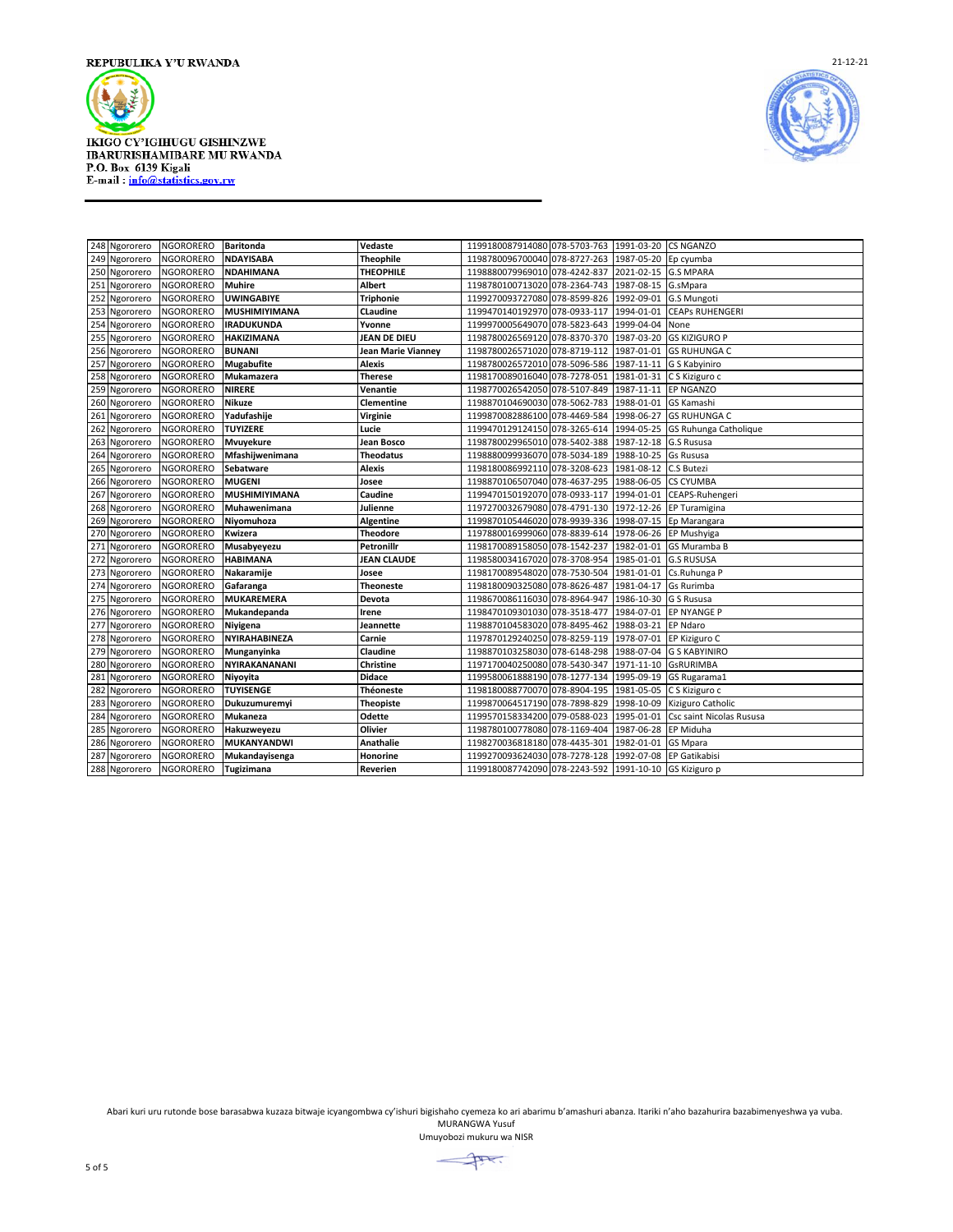REPUBULIKA Y'U RWANDA

IKIGO CY'IGIHUGU GISHINZWE
IBARURISHAMIBARE MU RWANDA
P.O. Box 6139 Kigali
E-mail : info@statistics.gov.rw

21-12-21

| | | | | | | | | |
|---|---|---|---|---|---|---|---|---|
| 248 | Ngororero | NGORORERO | **Baritonda** | **Vedaste** | 1199180087914080 | 078-5703-763 | 1991-03-20 | CS NGANZO |
| 249 | Ngororero | NGORORERO | **NDAYISABA** | **Theophile** | 1198780096700040 | 078-8727-263 | 1987-05-20 | Ep cyumba |
| 250 | Ngororero | NGORORERO | **NDAHIMANA** | **THEOPHILE** | 1198880079969010 | 078-4242-837 | 2021-02-15 | G.S MPARA |
| 251 | Ngororero | NGORORERO | **Muhire** | **Albert** | 1198780100713020 | 078-2364-743 | 1987-08-15 | G.sMpara |
| 252 | Ngororero | NGORORERO | **UWINGABIYE** | **Triphonie** | 1199270093727080 | 078-8599-826 | 1992-09-01 | G.S Mungoti |
| 253 | Ngororero | NGORORERO | **MUSHIMIYIMANA** | **Claudine** | 1199470140192970 | 078-0933-117 | 1994-01-01 | CEAPs RUHENGERI |
| 254 | Ngororero | NGORORERO | **IRADUKUNDA** | **Yvonne** | 1199970005649070 | 078-5823-643 | 1999-04-04 | None |
| 255 | Ngororero | NGORORERO | **HAKIZIMANA** | **JEAN DE DIEU** | 1198780026569120 | 078-8370-370 | 1987-03-20 | GS KIZIGURO P |
| 256 | Ngororero | NGORORERO | **BUNANI** | **Jean Marie Vianney** | 1198780026571020 | 078-8719-112 | 1987-01-01 | GS RUHUNGA C |
| 257 | Ngororero | NGORORERO | **Mugabufite** | **Alexis** | 1198780026572010 | 078-5096-586 | 1987-11-11 | G S Kabyiniro |
| 258 | Ngororero | NGORORERO | **Mukamazera** | **Therese** | 1198170089016040 | 078-7278-051 | 1981-01-31 | C S Kiziguro c |
| 259 | Ngororero | NGORORERO | **NIRERE** | **Venantie** | 1198770026542050 | 078-5107-849 | 1987-11-11 | EP NGANZO |
| 260 | Ngororero | NGORORERO | **Nikuze** | **Clementine** | 1198870104690030 | 078-5062-783 | 1988-01-01 | GS Kamashi |
| 261 | Ngororero | NGORORERO | **Yadufashije** | **Virginie** | 1199870082886100 | 078-4469-584 | 1998-06-27 | GS RUHUNGA C |
| 262 | Ngororero | NGORORERO | **TUYIZERE** | **Lucie** | 1199470129124150 | 078-3265-614 | 1994-05-25 | GS Ruhunga Catholique |
| 263 | Ngororero | NGORORERO | **Mvuyekure** | **Jean Bosco** | 1198780029965010 | 078-5402-388 | 1987-12-18 | G.S Rususa |
| 264 | Ngororero | NGORORERO | **Mfashijwenimana** | **Theodatus** | 1198880099936070 | 078-5034-189 | 1988-10-25 | Gs Rususa |
| 265 | Ngororero | NGORORERO | **Sebatware** | **Alexis** | 1198180086992110 | 078-3208-623 | 1981-08-12 | C.S Butezi |
| 266 | Ngororero | NGORORERO | **MUGENI** | **Josee** | 1198870106507040 | 078-4637-295 | 1988-06-05 | CS CYUMBA |
| 267 | Ngororero | NGORORERO | **MUSHIMIYIMANA** | **Caudine** | 1199470150192070 | 078-0933-117 | 1994-01-01 | CEAPS-Ruhengeri |
| 268 | Ngororero | NGORORERO | **Muhawenimana** | **Julienne** | 1197270032679080 | 078-4791-130 | 1972-12-26 | EP Turamigina |
| 269 | Ngororero | NGORORERO | **Niyomuhoza** | **Algentine** | 1199870105446020 | 078-9939-336 | 1998-07-15 | Ep Marangara |
| 270 | Ngororero | NGORORERO | **Kwizera** | **Theodore** | 1197880016999060 | 078-8839-614 | 1978-06-26 | EP Mushyiga |
| 271 | Ngororero | NGORORERO | **Musabyeyezu** | **Petronillr** | 1198170089158050 | 078-1542-237 | 1982-01-01 | GS Muramba B |
| 272 | Ngororero | NGORORERO | **HABIMANA** | **JEAN CLAUDE** | 1198580034167020 | 078-3708-954 | 1985-01-01 | G.S RUSUSA |
| 273 | Ngororero | NGORORERO | **Nakaramije** | **Josee** | 1198170089548020 | 078-7530-504 | 1981-01-01 | Cs.Ruhunga P |
| 274 | Ngororero | NGORORERO | **Gafaranga** | **Theoneste** | 1198180090325080 | 078-8626-487 | 1981-04-17 | Gs Rurimba |
| 275 | Ngororero | NGORORERO | **MUKAREMERA** | **Devota** | 1198670086116030 | 078-8964-947 | 1986-10-30 | G S Rususa |
| 276 | Ngororero | NGORORERO | **Mukandepanda** | **Irene** | 1198470109301030 | 078-3518-477 | 1984-07-01 | EP NYANGE P |
| 277 | Ngororero | NGORORERO | **Niyigena** | **Jeannette** | 1198870104583020 | 078-8495-462 | 1988-03-21 | EP Ndaro |
| 278 | Ngororero | NGORORERO | **NYIRAHABINEZA** | **Carnie** | 1197870129240250 | 078-8259-119 | 1978-07-01 | EP Kiziguro C |
| 279 | Ngororero | NGORORERO | **Munganyinka** | **Claudine** | 1198870103258030 | 078-6148-298 | 1988-07-04 | G S KABYINIRO |
| 280 | Ngororero | NGORORERO | **NYIRAKANANANI** | **Christine** | 1197170040250080 | 078-5430-347 | 1971-11-10 | GsRURIMBA |
| 281 | Ngororero | NGORORERO | **Niyoyita** | **Didace** | 1199580061888190 | 078-1277-134 | 1995-09-19 | GS Rugarama1 |
| 282 | Ngororero | NGORORERO | **TUYISENGE** | **Théoneste** | 1198180088770070 | 078-8904-195 | 1981-05-05 | C S Kiziguro c |
| 283 | Ngororero | NGORORERO | **Dukuzumuremyi** | **Theopiste** | 1199870064517190 | 078-7898-829 | 1998-10-09 | Kiziguro Catholic |
| 284 | Ngororero | NGORORERO | **Mukaneza** | **Odette** | 1199570158334200 | 079-0588-023 | 1995-01-01 | Csc saint Nicolas Rususa |
| 285 | Ngororero | NGORORERO | **Hakuzweyezu** | **Olivier** | 1198780100778080 | 078-1169-404 | 1987-06-28 | EP Miduha |
| 286 | Ngororero | NGORORERO | **MUKANYANDWI** | **Anathalie** | 1198270036818180 | 078-4435-301 | 1982-01-01 | GS Mpara |
| 287 | Ngororero | NGORORERO | **Mukandayisenga** | **Honorine** | 1199270093624030 | 078-7278-128 | 1992-07-08 | EP Gatikabisi |
| 288 | Ngororero | NGORORERO | **Tugizimana** | **Reverien** | 1199180087742090 | 078-2243-592 | 1991-10-10 | GS Kiziguro p |

Abari kuri uru rutonde bose barasabwa kuzaza bitwaje icyangombwa cy'ishuri bigishaho cyemeza ko ari abarimu b'amashuri abanza. Itariki n'aho bazahurira bazabimenyeshwa ya vuba.

MURANGWA Yusuf

Umuyobozi mukuru wa NISR